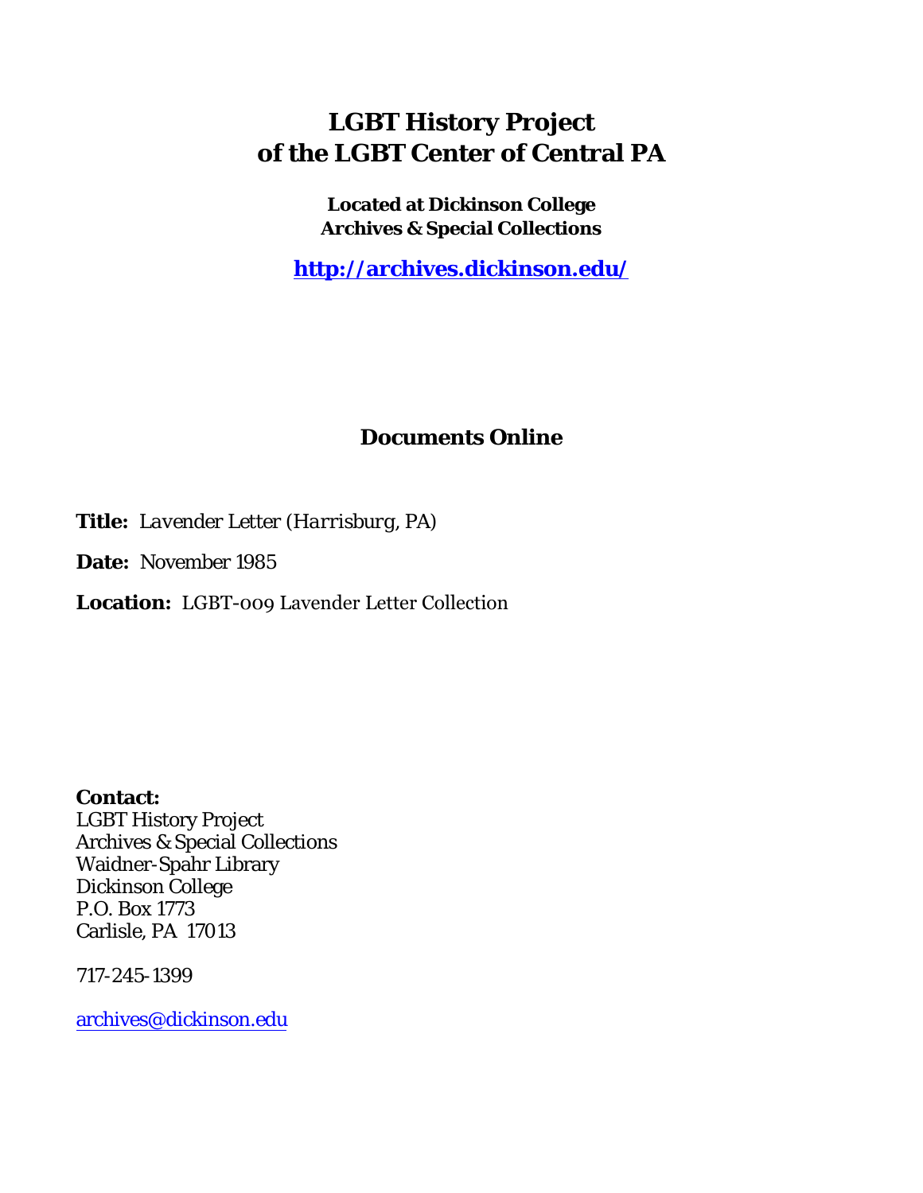# LGBT History Project of the LGBT Center of Central PA

**Located at Dickinson College Archives & Special Collections**

**http://archives.dickinson.edu/**

## Documents Online

**Title:** *Lavender Letter (Harrisburg, PA)*

**Date:** November 1985

**Location:** LGBT-009 Lavender Letter Collection

**Contact:**
LGBT History Project
Archives & Special Collections
Waidner-Spahr Library
Dickinson College
P.O. Box 1773
Carlisle, PA 17013

717-245-1399

archives@dickinson.edu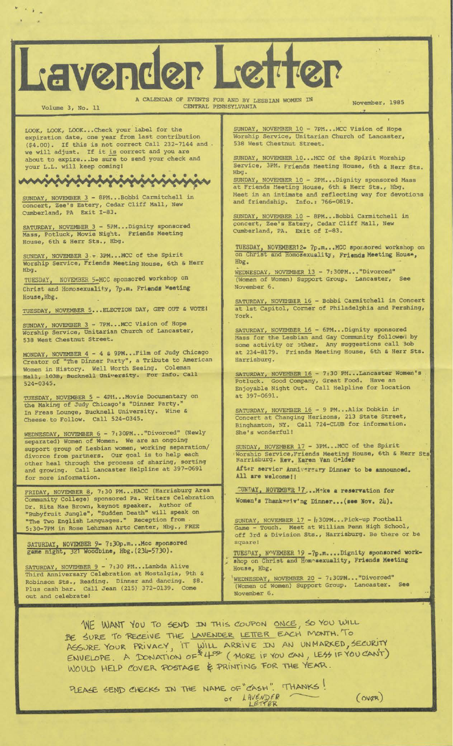# Lavender Letter

A CALENDAR OF EVENTS FOR AND BY LESBIAN WOMEN IN CENTRAL PENNSYLVANIA

Volume 3, No. 11 — November, 1985

LOOK, LOOK, LOOK...Check your label for the expiration date, one year from last contribution ($4.00). If this is not correct Call 232-7144 and we will adjust. If it is correct and you are about to expire...be sure to send your check and your L.L. will keep coming!

SUNDAY, NOVEMBER 3 - 8PM...Bobbi Carmitchell in concert, Zee's Eatery, Cedar Cliff Mall, New Cumberland, PA Exit I-83.

SATURDAY, NOVEMBER 3 - 5PM...Dignity sponsored Mass, Potluck, Movie Night. Friends Meeting House, 6th & Herr Sts., Hbg.

SUNDAY, NOVEMBER 3 - 3PM...MCC of the Spirit Worship Service, Friends Meeting House, 6th & Herr Hbg.

TUESDAY, NOVEMBER 5-MCC sponsored workshop on Christ and Homosexuality, 7p.m. Friends Meeting House, Hbg.

TUESDAY, NOVEMBER 5...ELECTION DAY, GET OUT & VOTE!

SUNDAY, NOVEMBER 3 - 7PM...MCC Vision of Hope Worship Service, Unitarian Church of Lancaster, 538 West Chestnut Street.

MONDAY, NOVEMBER 4 - 4 & 9PM...Film of Judy Chicago Creator of "The Dinner Party", a Tribute to American Women in History. Well Worth Seeing. Coleman Hall, 103B, Bucknell University. For Info. Call 524-0345.

TUESDAY, NOVEMBER 5 - 4PM...Movie Documentary on the Making of Judy Chicago's "Dinner Party." In Freas Lounge, Bucknell University. Wine & Cheese to Follow. Call 524-0345.

WEDNESDAY, NOVEMBER 6 - 7:30PM..."Divorced" (Newly separated) Women of Women. We are an ongoing support group of Lesbian women, working separation/divorce from partners. Our goal is to help each other heal through the process of sharing, sorting and growing. Call Lancaster Helpline at 397-0691 for more information.

FRIDAY, NOVEMBER 8, 7:30 PM...HACC (Harrisburg Area Community College) sponsored Pa. Writers Celebration Dr. Rita Mae Brown, keynot speaker. Author of "Rubyfruit Jungle", "Sudden Death" will speak on "The Two English Languages." Reception from 5:30-7PM in Rose Lehrman Artc Center, Hbg., FREE

SATURDAY, NOVEMBER 9- 7:30p.m...Mcc sponsored game night, 321 Woodbine, Hbg.(234-5730).

SATURDAY, NOVEMBER 9 - 7:30 PM...Lambda Alive Third Anniversary Celebration at Mostalgia, 9th & Robinson Sts., Reading. Dinner and dancing. $8. Plus cash bar. Call Jean (215) 372-0139. Come out and celebrate!

SUNDAY, NOVEMBER 10 - 7PM...MCC Vision of Hope Worship Service, Unitarian Church of Lancaster, 538 West Chestnut Street.

SUNDAY, NOVEMBER 10...MCC Of the Spirit Worship Service, 3PM. Friends Meeting House, 6th & Herr Sts. Hbg.

SUNDAY, NOVEMBER 10 - 2PM...Dignity sponsored Mass at Friends Meeting House, 6th & Herr Sts., Hbg. Meet in an intimate and reflecting way for devotions and friendship. Info.: 766-0819.

SUNDAY, NOVEMBER 10 - 8PM...Bobbi Carmitchell in concert, Zee's Eatery, Cedar Cliff Mall, New Cumberland, PA. Exit of I-83.

TUESDAY, NOVEMBER 12- 7p.m...MCC sponsored workshop on on Christ and Homosexuality, Friends Meeting House, Hbg.

WEDNESDAY, NOVEMBER 13 - 7:30PM..."Divorced" (Women of Women) Support Group. Lancaster. See November 6.

SATURDAY, NOVEMBER 16 - Bobbi Carmitchell in Concert at 1st Capitol, Corner of Philadelphia and Pershing, York.

SATURDAY, NOVEMBER 16 - 6PM...Dignity sponsored Mass for the Lesbian and Gay Community followed by some activity or other. Any suggestions call Bob at 234-8179. Friends Meeting House, 6th & Herr Sts. Harrisburg.

SATURDAY, NOVEMBER 16 - 7:30 PM...Lancaster Women's Potluck. Good Company, Great Food. Have an Enjoyable Night Out. Call Helpline for location at 397-0691.

SATURDAY, NOVEMBER 16 - 9 PM...Alix Dobkin in Concert at Changing Herizons, 213 State Street, Binghamton, NY. Call 724-CLUB for information. She's wonderful!

SUNDAY, NOVEMBER 17 - 3PM...MCC of the Spirit Worship Service, Friends Meeting House, 6th & Herr Sts Harrisburg. Rev. Karen Van Gelder

After service Anniversary Dinner to be announced. All are welcome!!

SUNDAY, NOVEMBER 17...Make a reservation for Women's Thanksgiving Dinner...(see Nov. 24).

SUNDAY, NOVEMBER 17 - 1:30PM...Pick-up Football Game - Touch. Meet at William Penn High School, off 3rd & Division Sts., Harrisburg. Be there or be square!

TUESDAY, NOVEMBER 19 -7p.m....Dignity sponsored workshop on Christ and Homosexuality, Friends Meeting House, Hbg.

WEDNESDAY, NOVEMBER 20 - 7:30PM..."Divorced" (Women of Women) Support Group. Lancaster. See November 6.

WE WANT YOU TO SEND IN THIS COUPON ONCE, SO YOU WILL BE SURE TO RECEIVE THE LAVENDER LETTER EACH MONTH. TO ASSURE YOUR PRIVACY, IT WILL ARRIVE IN AN UNMARKED, SECURITY ENVELOPE. A DONATION OF $4.00 (MORE IF YOU CAN, LESS IF YOU CAN'T) WOULD HELP COVER POSTAGE & PRINTING FOR THE YEAR.

PLEASE SEND CHECKS IN THE NAME OF "CASH". THANKS! or LAVENDER LETTER

(OVER)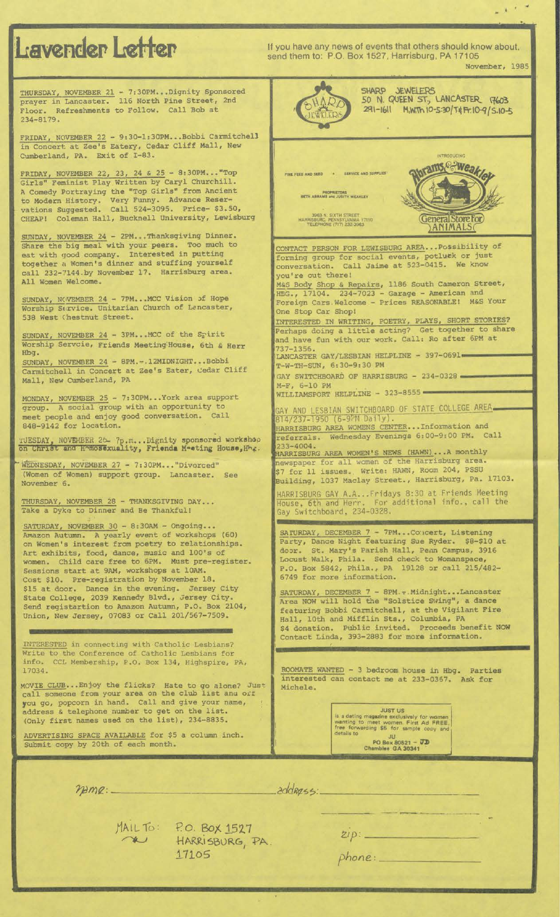# Lavender Letter

If you have any news of events that others should know about, send them to: P.O. Box 1527, Harrisburg, PA 17105

November, 1985

THURSDAY, NOVEMBER 21 - 7:30PM...Dignity Sponsored prayer in Lancaster. 116 North Pine Street, 2nd Floor. Refreshments to Follow. Call Bob at 234-8179.

FRIDAY, NOVEMBER 22 - 9:30-1:30PM...Bobbi Carmitchell in Concert at Zee's Eatery, Cedar Cliff Mall, New Cumberland, PA. Exit of I-83.

FRIDAY, NOVEMBER 22, 23, 24 & 25 - 8:30PM..."Top Girls" Feminist Play Written by Caryl Churchill. A Comedy Portraying the "Top Girls" from Ancient to Modern History. Very Funny. Advance Reservations Suggested. Call 524-3095. Price- $3.50, CHEAP! Coleman Hall, Bucknell University, Lewisburg

SUNDAY, NOVEMBER 24 - 2PM...Thanksgiving Dinner. Share the big meal with your peers. Too much to eat with good company. Interested in putting together a Women's dinner and stuffing yourself call 232-7144 by November 17. Harrisburg area. All Women Welcome.

SUNDAY, NOVEMBER 24 - 7PM...MCC Vision of Hope Worship Service. Unitarian Church of Lancaster, 538 West Chestnut Street.

SUNDAY, NOVEMBER 24 - 3PM...MCC of the Spirit Worship Servcie, Friends Meeting House, 6th & Herr Hbg.

SUNDAY, NOVEMBER 24 - 8PM.-.12MIDNIGHT...Bobbi Carmitchell in Concert at Zee's Eater, Cedar Cliff Mall, New Cumberland, PA

MONDAY, NOVEMBER 25 - 7:30PM...York area support group. A social group with an opportunity to meet people and enjoy good conversation. Call 848-9142 for location.

TUESDAY, NOVEMBER 26- 7p.m...Dignity sponsored workshop on Christ and Homosexuality, Friends Meeting House, Hbg.

WEDNESDAY, NOVEMBER 27 - 7:30PM..."Divorced" (Women of Women) support group. Lancaster. See November 6.

THURSDAY, NOVEMBER 28 - THANKSGIVING DAY... Take a Dyke to Dinner and Be Thankful!

SATURDAY, NOVEMBER 30 - 8:30AM - Ongoing... Amazon Autumn. A yearly event of workshops (60) on Women's interest from poetry to relationships. Art exhibits, food, dance, music and 100's of women. Child care free to 6PM. Must pre-register. Sessions start at 9AM, workshops at 10AM. Cost $10. Pre-registration by November 18. $15 at door. Dance in the evening. Jersey City State College, 2039 Kennedy Blvd., Jersey City. Send registartion to Amazon Autumn, P.O. Box 2104, Union, New Jersey, 07083 or Call 201/567-7509.

INTERESTED in connecting with Catholic Lesbians? Write to the Conference of Catholic Lesbians for info. CCL Membership, P.O. Box 134, Highspire, PA, 17034.

MOVIE CLUB...Enjoy the flicks? Hate to go alone? Just call someone from your area on the club list and off you go, popcorn in hand. Call and give your name, address & telephone number to get on the list. (Only first names used on the list), 234-8835.

ADVERTISING SPACE AVAILABLE for $5 a column inch. Submit copy by 20th of each month.

SHARP JEWELERS
50 N. QUEEN ST., LANCASTER 17603
291-1611 M,W,Th 10-5:30/T&Fr 10-9/S 10-5

INTRODUCING
Abrams & Weakley
FINE FEED AND SEED • SERVICE AND SUPPLIES
PROPRIETORS BETH ABRAMS and JUDITH WEAKLEY
3963 N. SIXTH STREET
HARRISBURG, PENNSYLVANIA 17110
TELEPHONE (717) 232-3963
General Store For ANIMALS

CONTACT PERSON FOR LEWISBURG AREA...Possibility of forming group for social events, potluck or just conversation. Call Jaime at 523-0415. We know you're out there!

M&S Body Shop & Repairs, 1186 South Cameron Street, HBG., 17104. 234-7023 - Garage - American and Foreign Cars Welcome - Prices REASONABLE! M&S Your One Stop Car Shop!

INTERESTED IN WRITING, POETRY, PLAYS, SHORT STORIES? Perhaps doing a little acting? Get together to share and have fun with our work. Call: Ro after 6PM at 737-1356.

LANCASTER GAY/LESBIAN HELPLINE - 397-0691
T-W-TH-SUN, 6:30-9:30 PM

GAY SWITCHBOARD OF HARRISBURG - 234-0328
M-F, 6-10 PM

WILLIAMSPORT HELPLINE - 323-8555

GAY AND LESBIAN SWITCHBOARD OF STATE COLLEGE AREA 814/237-1950 (6-9PM Daily).

HARRISBURG AREA WOMENS CENTER...Information and referrals. Wednesday Evenings 6:00-9:00 PM. Call 233-4004.

HARRISBURG AREA WOMEN'S NEWS (HAWN)...A monthly newspaper for all women of the Harrisburg area. $7 for 11 issues. Write: HAWN, Room 204, PSSU Building, 1037 Maclay Street., Harrisburg, Pa. 17103.

HARRISBURG GAY A.A...Fridays 8:30 at Friends Meeting House, 6th and Herr. For additional info., call the Gay Switchboard, 234-0328.

SATURDAY, DECEMBER 7 - 7PM...Concert, Listening Party, Dance Night featuring Sue Ryder. $8-$10 at door. St. Mary's Parish Hall, Penn Campus, 3916 Locust Walk, Phila. Send check to Womanspace, P.O. Box 5842, Phila., PA 19128 or call 215/482-6749 for more information.

SATURDAY, DECEMBER 7 - 8PM - Midnight...Lancaster Area NOW will hold the "Solstice Swing", a dance featuring Bobbi Carmitchell, at the Vigilant Fire Hall, 10th and Mifflin Sts., Columbia, PA $4 donation. Public invited. Proceeds benefit NOW Contact Linda, 393-2883 for more information.

ROOMATE WANTED - 3 bedroom house in Hbg. Parties interested can contact me at 233-0367. Ask for Michele.

JUST US
is a dating magazine exclusively for women wanting to meet women. First Ad FREE, free forwarding $5 for sample copy and details to
JU
PO Box 80521 - JD
Chamblee GA 30341

name: ____________________ address: ____________________

MAIL TO: P.O. BOX 1527
HARRISBURG, PA.
17105

zip: ____________________

phone: ____________________